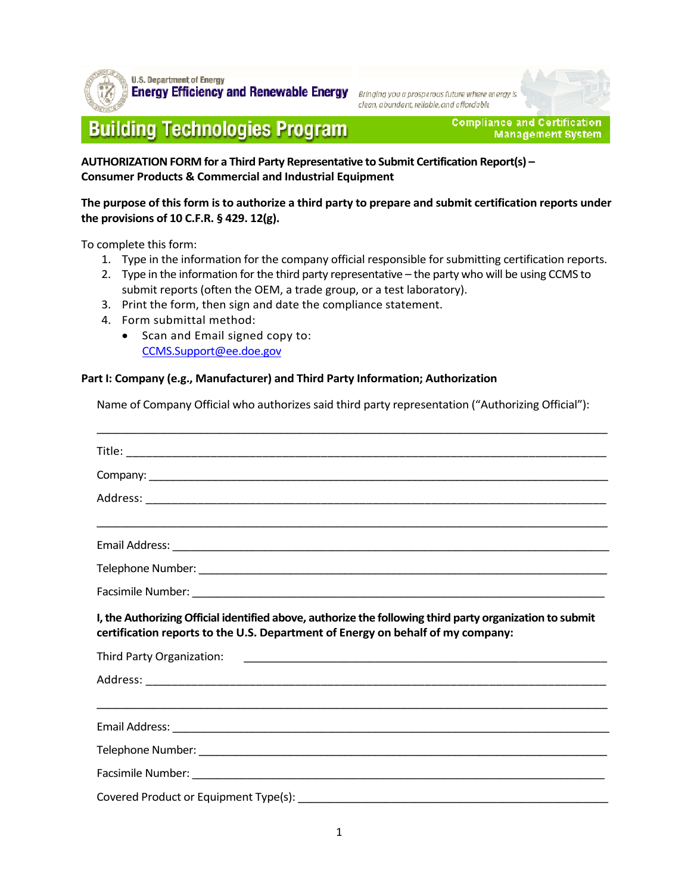U.S. Department of Energy
**Energy Efficiency and Renewable Energy**

*Bringing you a prosperous future where energy is clean, abundant, reliable, and affordable*

# Building Technologies Program

**Compliance and Certification Management System**

**AUTHORIZATION FORM for a Third Party Representative to Submit Certification Report(s) – Consumer Products & Commercial and Industrial Equipment**

**The purpose of this form is to authorize a third party to prepare and submit certification reports under the provisions of 10 C.F.R. § 429. 12(g).**

To complete this form:

1. Type in the information for the company official responsible for submitting certification reports.
2. Type in the information for the third party representative – the party who will be using CCMS to submit reports (often the OEM, a trade group, or a test laboratory).
3. Print the form, then sign and date the compliance statement.
4. Form submittal method:
   - Scan and Email signed copy to: CCMS.Support@ee.doe.gov

**Part I: Company (e.g., Manufacturer) and Third Party Information; Authorization**

Name of Company Official who authorizes said third party representation ("Authorizing Official"):

___________________________________________________________________________

Title: ______________________________________________________________________

Company: ___________________________________________________________________

Address: ____________________________________________________________________

___________________________________________________________________________

Email Address: ______________________________________________________________

Telephone Number: ___________________________________________________________

Facsimile Number: ____________________________________________________________

**I, the Authorizing Official identified above, authorize the following third party organization to submit certification reports to the U.S. Department of Energy on behalf of my company:**

Third Party Organization: ______________________________________________________

Address: ____________________________________________________________________

___________________________________________________________________________

Email Address: ______________________________________________________________

Telephone Number: ___________________________________________________________

Facsimile Number: ____________________________________________________________

Covered Product or Equipment Type(s): ____________________________________________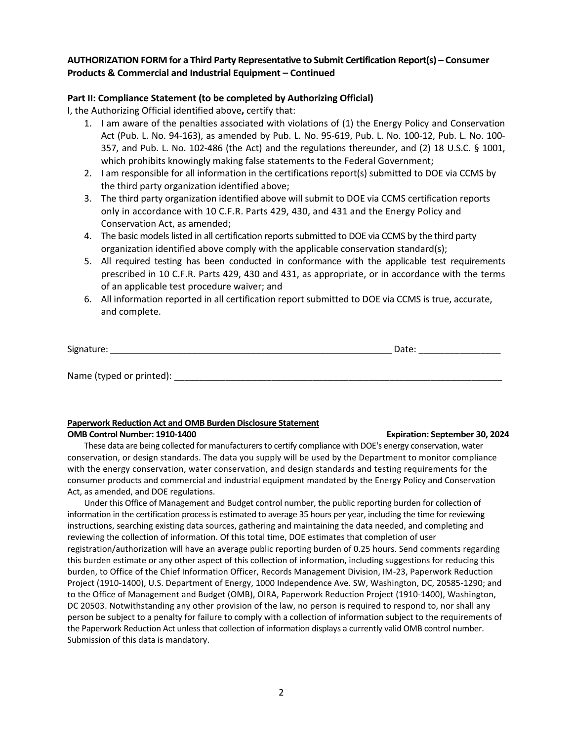**AUTHORIZATION FORM for a Third Party Representative to Submit Certification Report(s) – Consumer Products & Commercial and Industrial Equipment – Continued**

**Part II: Compliance Statement (to be completed by Authorizing Official)**

I, the Authorizing Official identified above**,** certify that:

1. I am aware of the penalties associated with violations of (1) the Energy Policy and Conservation Act (Pub. L. No. 94-163), as amended by Pub. L. No. 95-619, Pub. L. No. 100-12, Pub. L. No. 100-357, and Pub. L. No. 102-486 (the Act) and the regulations thereunder, and (2) 18 U.S.C. § 1001, which prohibits knowingly making false statements to the Federal Government;
2. I am responsible for all information in the certifications report(s) submitted to DOE via CCMS by the third party organization identified above;
3. The third party organization identified above will submit to DOE via CCMS certification reports only in accordance with 10 C.F.R. Parts 429, 430, and 431 and the Energy Policy and Conservation Act, as amended;
4. The basic models listed in all certification reports submitted to DOE via CCMS by the third party organization identified above comply with the applicable conservation standard(s);
5. All required testing has been conducted in conformance with the applicable test requirements prescribed in 10 C.F.R. Parts 429, 430 and 431, as appropriate, or in accordance with the terms of an applicable test procedure waiver; and
6. All information reported in all certification report submitted to DOE via CCMS is true, accurate, and complete.

Signature: ________________________________________________________ Date: ________________

Name (typed or printed): ________________________________________________________________

**Paperwork Reduction Act and OMB Burden Disclosure Statement**

**OMB Control Number: 1910-1400** **Expiration: September 30, 2024**

These data are being collected for manufacturers to certify compliance with DOE's energy conservation, water conservation, or design standards. The data you supply will be used by the Department to monitor compliance with the energy conservation, water conservation, and design standards and testing requirements for the consumer products and commercial and industrial equipment mandated by the Energy Policy and Conservation Act, as amended, and DOE regulations.

Under this Office of Management and Budget control number, the public reporting burden for collection of information in the certification process is estimated to average 35 hours per year, including the time for reviewing instructions, searching existing data sources, gathering and maintaining the data needed, and completing and reviewing the collection of information. Of this total time, DOE estimates that completion of user registration/authorization will have an average public reporting burden of 0.25 hours. Send comments regarding this burden estimate or any other aspect of this collection of information, including suggestions for reducing this burden, to Office of the Chief Information Officer, Records Management Division, IM-23, Paperwork Reduction Project (1910-1400), U.S. Department of Energy, 1000 Independence Ave. SW, Washington, DC, 20585-1290; and to the Office of Management and Budget (OMB), OIRA, Paperwork Reduction Project (1910-1400), Washington, DC 20503. Notwithstanding any other provision of the law, no person is required to respond to, nor shall any person be subject to a penalty for failure to comply with a collection of information subject to the requirements of the Paperwork Reduction Act unless that collection of information displays a currently valid OMB control number. Submission of this data is mandatory.